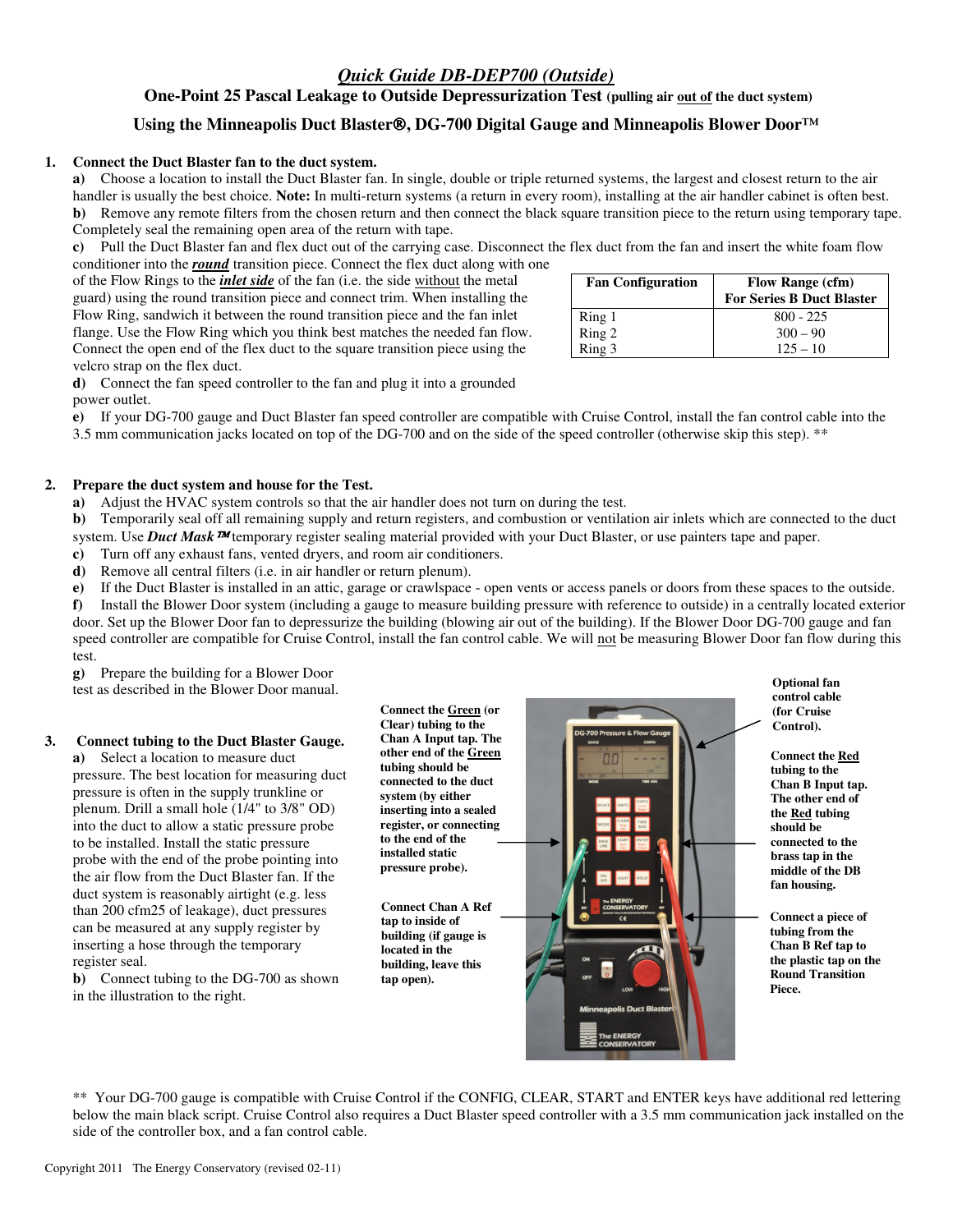# *Quick Guide DB-DEP700 (Outside)*

## One-Point 25 Pascal Leakage to Outside Depressurization Test (pulling air out of the duct system)

## Using the Minneapolis Duct Blaster®, DG-700 Digital Gauge and Minneapolis Blower Door™

**1. Connect the Duct Blaster fan to the duct system.**

**a)** Choose a location to install the Duct Blaster fan. In single, double or triple returned systems, the largest and closest return to the air handler is usually the best choice. **Note:** In multi-return systems (a return in every room), installing at the air handler cabinet is often best.

**b)** Remove any remote filters from the chosen return and then connect the black square transition piece to the return using temporary tape. Completely seal the remaining open area of the return with tape.

**c)** Pull the Duct Blaster fan and flex duct out of the carrying case. Disconnect the flex duct from the fan and insert the white foam flow conditioner into the ***round*** transition piece. Connect the flex duct along with one of the Flow Rings to the ***inlet side*** of the fan (i.e. the side without the metal guard) using the round transition piece and connect trim. When installing the Flow Ring, sandwich it between the round transition piece and the fan inlet flange. Use the Flow Ring which you think best matches the needed fan flow. Connect the open end of the flex duct to the square transition piece using the velcro strap on the flex duct.

| Fan Configuration | Flow Range (cfm) For Series B Duct Blaster |
|---|---|
| Ring 1 | 800 - 225 |
| Ring 2 | 300 – 90 |
| Ring 3 | 125 – 10 |

**d)** Connect the fan speed controller to the fan and plug it into a grounded power outlet.

**e)** If your DG-700 gauge and Duct Blaster fan speed controller are compatible with Cruise Control, install the fan control cable into the 3.5 mm communication jacks located on top of the DG-700 and on the side of the speed controller (otherwise skip this step). **

**2. Prepare the duct system and house for the Test.**

**a)** Adjust the HVAC system controls so that the air handler does not turn on during the test.

**b)** Temporarily seal off all remaining supply and return registers, and combustion or ventilation air inlets which are connected to the duct system. Use ***Duct Mask™*** temporary register sealing material provided with your Duct Blaster, or use painters tape and paper.

**c)** Turn off any exhaust fans, vented dryers, and room air conditioners.

**d)** Remove all central filters (i.e. in air handler or return plenum).

**e)** If the Duct Blaster is installed in an attic, garage or crawlspace - open vents or access panels or doors from these spaces to the outside.

**f)** Install the Blower Door system (including a gauge to measure building pressure with reference to outside) in a centrally located exterior door. Set up the Blower Door fan to depressurize the building (blowing air out of the building). If the Blower Door DG-700 gauge and fan speed controller are compatible for Cruise Control, install the fan control cable. We will not be measuring Blower Door fan flow during this test.

**g)** Prepare the building for a Blower Door test as described in the Blower Door manual.

**3. Connect tubing to the Duct Blaster Gauge.**

**a)** Select a location to measure duct pressure. The best location for measuring duct pressure is often in the supply trunkline or plenum. Drill a small hole (1/4" to 3/8" OD) into the duct to allow a static pressure probe to be installed. Install the static pressure probe with the end of the probe pointing into the air flow from the Duct Blaster fan. If the duct system is reasonably airtight (e.g. less than 200 cfm25 of leakage), duct pressures can be measured at any supply register by inserting a hose through the temporary register seal.

**b)** Connect tubing to the DG-700 as shown in the illustration to the right.

**Connect the Green (or Clear) tubing to the Chan A Input tap. The other end of the Green tubing should be connected to the duct system (by either inserting into a sealed register, or connecting to the end of the installed static pressure probe).**

**Connect Chan A Ref tap to inside of building (if gauge is located in the building, leave this tap open).**

**Optional fan control cable (for Cruise Control).**

**Connect the Red tubing to the Chan B Input tap. The other end of the Red tubing should be connected to the brass tap in the middle of the DB fan housing.**

**Connect a piece of tubing from the Chan B Ref tap to the plastic tap on the Round Transition Piece.**

** Your DG-700 gauge is compatible with Cruise Control if the CONFIG, CLEAR, START and ENTER keys have additional red lettering below the main black script. Cruise Control also requires a Duct Blaster speed controller with a 3.5 mm communication jack installed on the side of the controller box, and a fan control cable.

Copyright 2011 The Energy Conservatory (revised 02-11)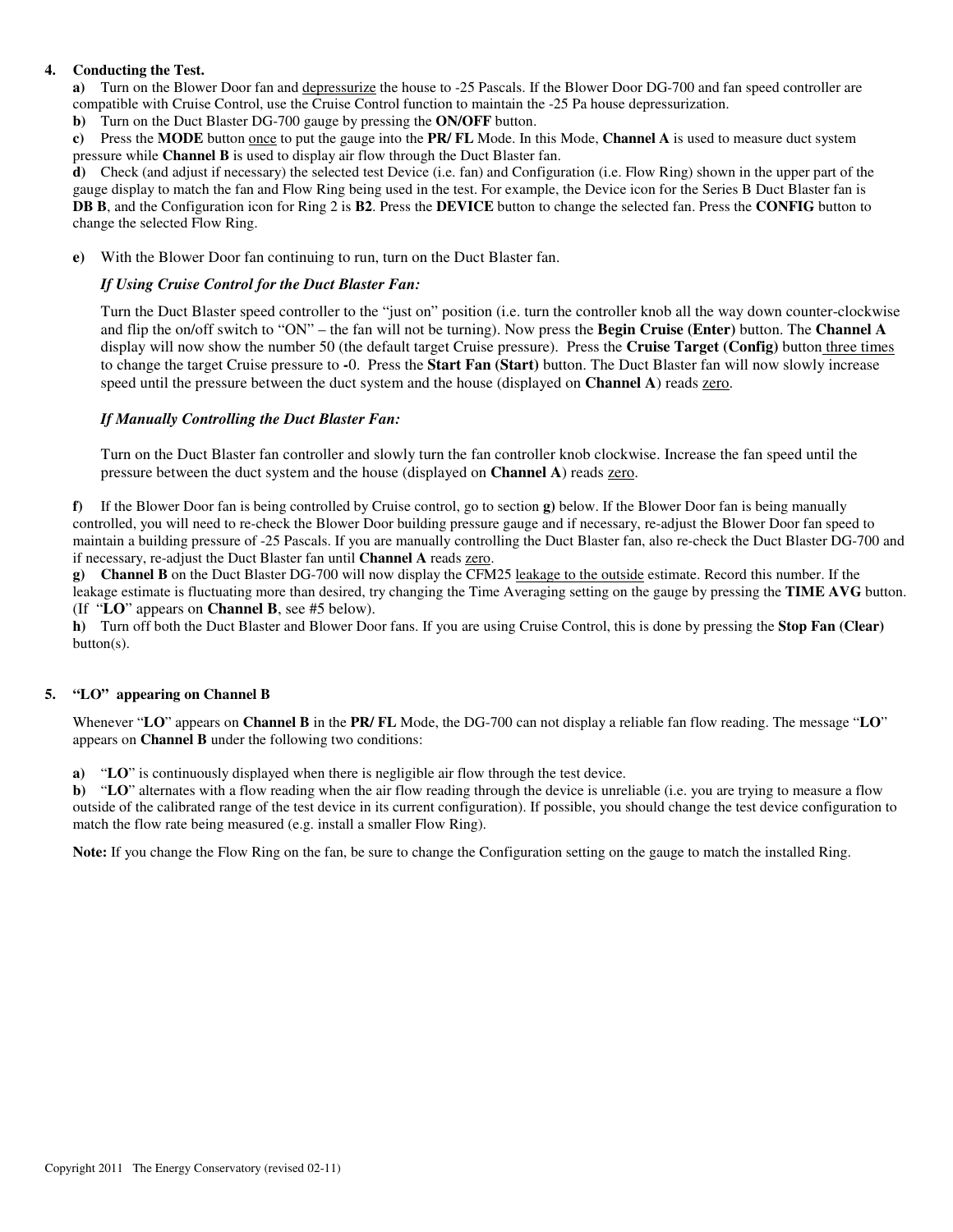**4. Conducting the Test.**

**a)** Turn on the Blower Door fan and depressurize the house to -25 Pascals. If the Blower Door DG-700 and fan speed controller are compatible with Cruise Control, use the Cruise Control function to maintain the -25 Pa house depressurization.

**b)** Turn on the Duct Blaster DG-700 gauge by pressing the **ON/OFF** button.

**c)** Press the **MODE** button once to put the gauge into the **PR/ FL** Mode. In this Mode, **Channel A** is used to measure duct system pressure while **Channel B** is used to display air flow through the Duct Blaster fan.

**d)** Check (and adjust if necessary) the selected test Device (i.e. fan) and Configuration (i.e. Flow Ring) shown in the upper part of the gauge display to match the fan and Flow Ring being used in the test. For example, the Device icon for the Series B Duct Blaster fan is **DB B**, and the Configuration icon for Ring 2 is **B2**. Press the **DEVICE** button to change the selected fan. Press the **CONFIG** button to change the selected Flow Ring.

**e)** With the Blower Door fan continuing to run, turn on the Duct Blaster fan.

***If Using Cruise Control for the Duct Blaster Fan:***

Turn the Duct Blaster speed controller to the "just on" position (i.e. turn the controller knob all the way down counter-clockwise and flip the on/off switch to "ON" – the fan will not be turning). Now press the **Begin Cruise (Enter)** button. The **Channel A** display will now show the number 50 (the default target Cruise pressure). Press the **Cruise Target (Config)** button three times to change the target Cruise pressure to **-**0. Press the **Start Fan (Start)** button. The Duct Blaster fan will now slowly increase speed until the pressure between the duct system and the house (displayed on **Channel A**) reads zero.

***If Manually Controlling the Duct Blaster Fan:***

Turn on the Duct Blaster fan controller and slowly turn the fan controller knob clockwise. Increase the fan speed until the pressure between the duct system and the house (displayed on **Channel A**) reads zero.

**f)** If the Blower Door fan is being controlled by Cruise control, go to section **g)** below. If the Blower Door fan is being manually controlled, you will need to re-check the Blower Door building pressure gauge and if necessary, re-adjust the Blower Door fan speed to maintain a building pressure of -25 Pascals. If you are manually controlling the Duct Blaster fan, also re-check the Duct Blaster DG-700 and if necessary, re-adjust the Duct Blaster fan until **Channel A** reads zero.

**g)** **Channel B** on the Duct Blaster DG-700 will now display the CFM25 leakage to the outside estimate. Record this number. If the leakage estimate is fluctuating more than desired, try changing the Time Averaging setting on the gauge by pressing the **TIME AVG** button. (If "**LO**" appears on **Channel B**, see #5 below).

**h)** Turn off both the Duct Blaster and Blower Door fans. If you are using Cruise Control, this is done by pressing the **Stop Fan (Clear)** button(s).

**5. "LO" appearing on Channel B**

Whenever "**LO**" appears on **Channel B** in the **PR/ FL** Mode, the DG-700 can not display a reliable fan flow reading. The message "**LO**" appears on **Channel B** under the following two conditions:

**a)** "**LO**" is continuously displayed when there is negligible air flow through the test device.

**b)** "**LO**" alternates with a flow reading when the air flow reading through the device is unreliable (i.e. you are trying to measure a flow outside of the calibrated range of the test device in its current configuration). If possible, you should change the test device configuration to match the flow rate being measured (e.g. install a smaller Flow Ring).

**Note:** If you change the Flow Ring on the fan, be sure to change the Configuration setting on the gauge to match the installed Ring.

Copyright 2011 The Energy Conservatory (revised 02-11)